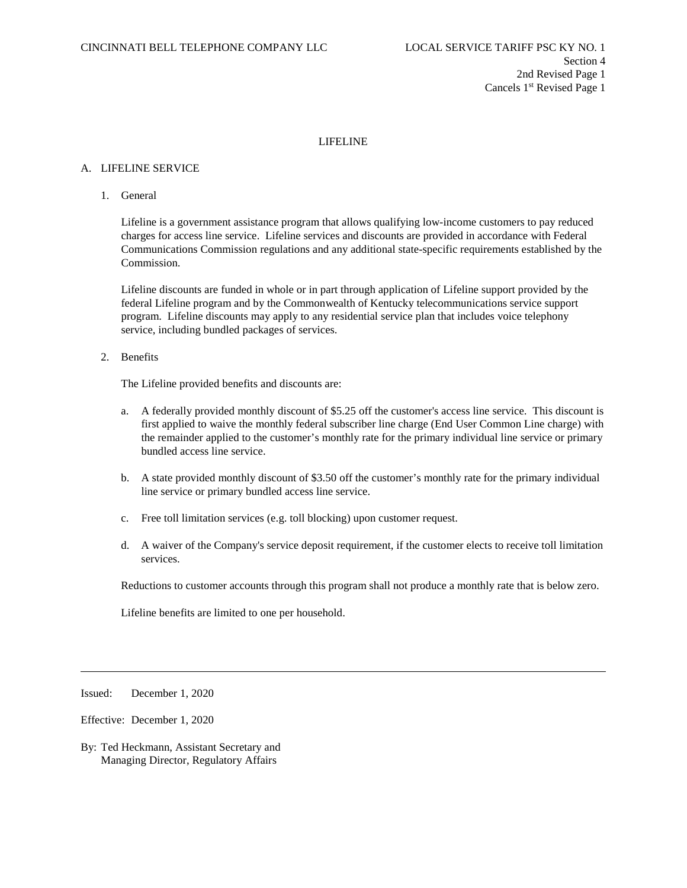# LIFELINE

## A. LIFELINE SERVICE

1. General

   Lifeline is a government assistance program that allows qualifying low-income customers to pay reduced charges for access line service. Lifeline services and discounts are provided in accordance with Federal Communications Commission regulations and any additional state-specific requirements established by the Commission.

   Lifeline discounts are funded in whole or in part through application of Lifeline support provided by the federal Lifeline program and by the Commonwealth of Kentucky telecommunications service support program. Lifeline discounts may apply to any residential service plan that includes voice telephony service, including bundled packages of services.

2. Benefits

   The Lifeline provided benefits and discounts are:

   a. A federally provided monthly discount of $5.25 off the customer's access line service. This discount is first applied to waive the monthly federal subscriber line charge (End User Common Line charge) with the remainder applied to the customer's monthly rate for the primary individual line service or primary bundled access line service.

   b. A state provided monthly discount of $3.50 off the customer's monthly rate for the primary individual line service or primary bundled access line service.

   c. Free toll limitation services (e.g. toll blocking) upon customer request.

   d. A waiver of the Company's service deposit requirement, if the customer elects to receive toll limitation services.

   Reductions to customer accounts through this program shall not produce a monthly rate that is below zero.

   Lifeline benefits are limited to one per household.

---

Issued: December 1, 2020

Effective: December 1, 2020

By: Ted Heckmann, Assistant Secretary and Managing Director, Regulatory Affairs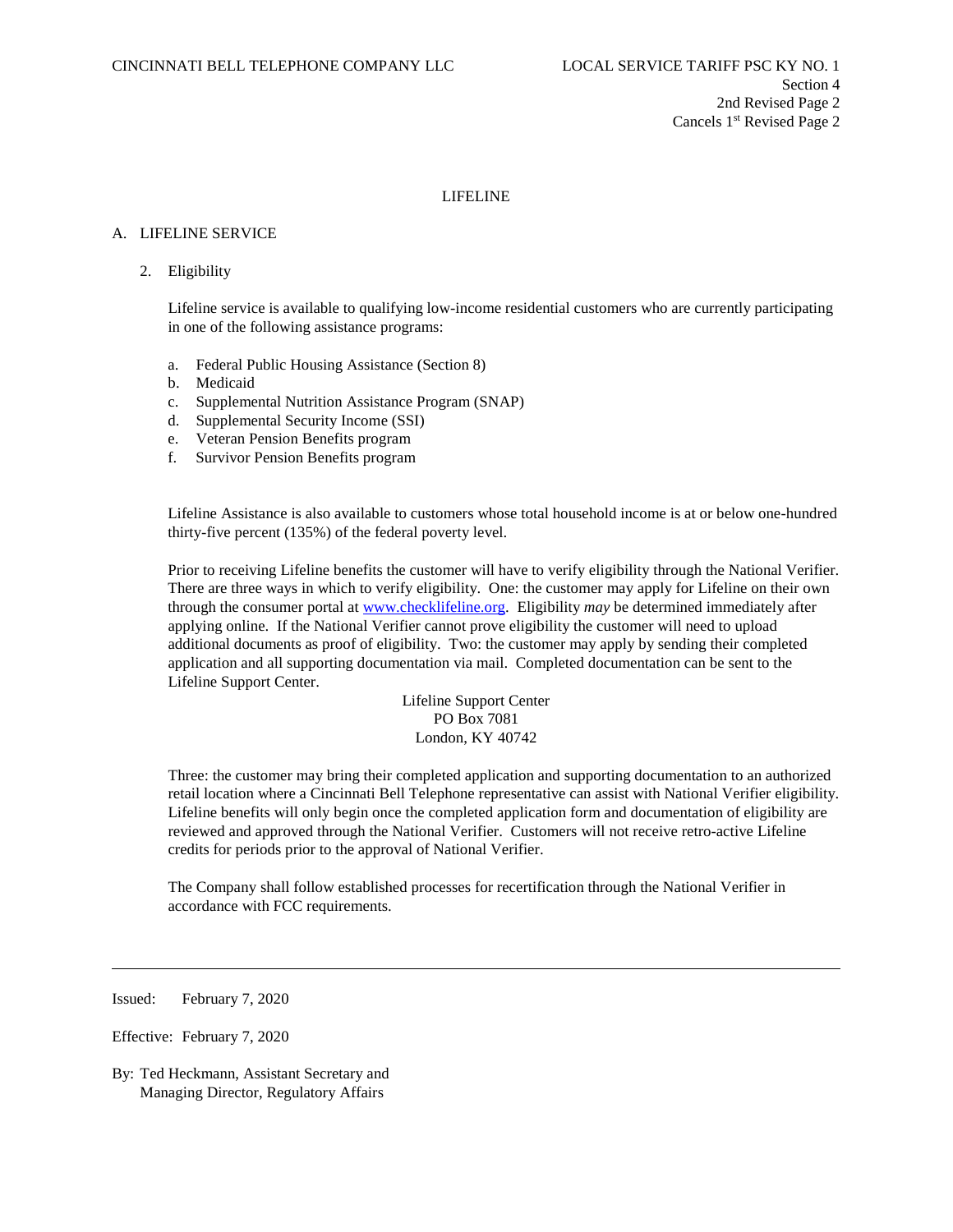# LIFELINE

## A. LIFELINE SERVICE

### 2. Eligibility

Lifeline service is available to qualifying low-income residential customers who are currently participating in one of the following assistance programs:

a. Federal Public Housing Assistance (Section 8)
b. Medicaid
c. Supplemental Nutrition Assistance Program (SNAP)
d. Supplemental Security Income (SSI)
e. Veteran Pension Benefits program
f. Survivor Pension Benefits program

Lifeline Assistance is also available to customers whose total household income is at or below one-hundred thirty-five percent (135%) of the federal poverty level.

Prior to receiving Lifeline benefits the customer will have to verify eligibility through the National Verifier. There are three ways in which to verify eligibility. One: the customer may apply for Lifeline on their own through the consumer portal at www.checklifeline.org. Eligibility *may* be determined immediately after applying online. If the National Verifier cannot prove eligibility the customer will need to upload additional documents as proof of eligibility. Two: the customer may apply by sending their completed application and all supporting documentation via mail. Completed documentation can be sent to the Lifeline Support Center.

Lifeline Support Center
PO Box 7081
London, KY 40742

Three: the customer may bring their completed application and supporting documentation to an authorized retail location where a Cincinnati Bell Telephone representative can assist with National Verifier eligibility. Lifeline benefits will only begin once the completed application form and documentation of eligibility are reviewed and approved through the National Verifier. Customers will not receive retro-active Lifeline credits for periods prior to the approval of National Verifier.

The Company shall follow established processes for recertification through the National Verifier in accordance with FCC requirements.

---

Issued: February 7, 2020

Effective: February 7, 2020

By: Ted Heckmann, Assistant Secretary and Managing Director, Regulatory Affairs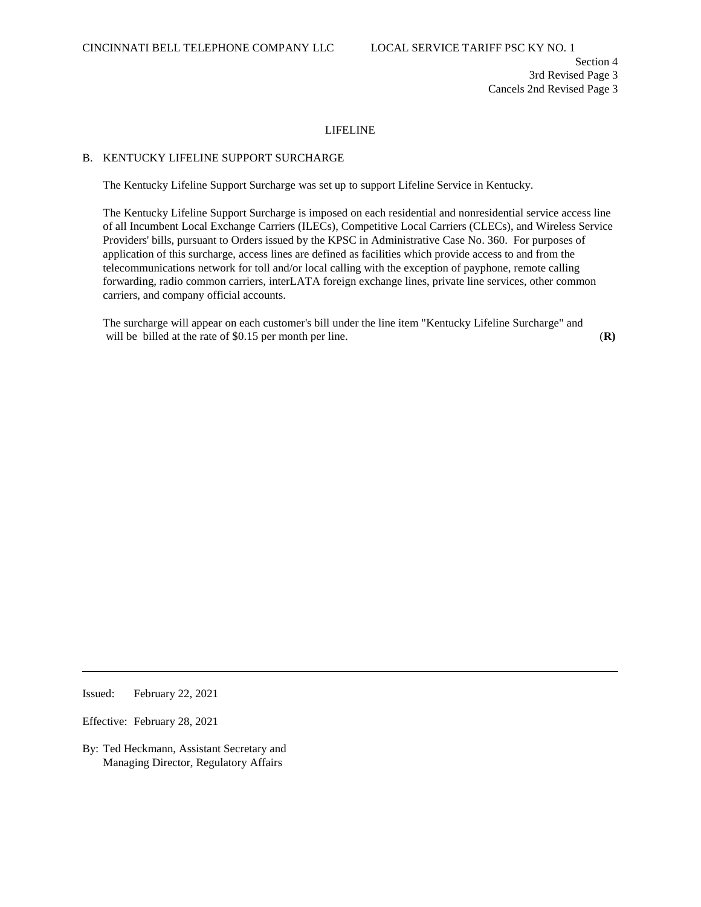CINCINNATI BELL TELEPHONE COMPANY LLC LOCAL SERVICE TARIFF PSC KY NO. 1

Section 4
3rd Revised Page 3
Cancels 2nd Revised Page 3

LIFELINE

B. KENTUCKY LIFELINE SUPPORT SURCHARGE

The Kentucky Lifeline Support Surcharge was set up to support Lifeline Service in Kentucky.

The Kentucky Lifeline Support Surcharge is imposed on each residential and nonresidential service access line of all Incumbent Local Exchange Carriers (ILECs), Competitive Local Carriers (CLECs), and Wireless Service Providers' bills, pursuant to Orders issued by the KPSC in Administrative Case No. 360. For purposes of application of this surcharge, access lines are defined as facilities which provide access to and from the telecommunications network for toll and/or local calling with the exception of payphone, remote calling forwarding, radio common carriers, interLATA foreign exchange lines, private line services, other common carriers, and company official accounts.

The surcharge will appear on each customer's bill under the line item "Kentucky Lifeline Surcharge" and will be billed at the rate of $0.15 per month per line. **(R)**

Issued: February 22, 2021

Effective: February 28, 2021

By: Ted Heckmann, Assistant Secretary and Managing Director, Regulatory Affairs